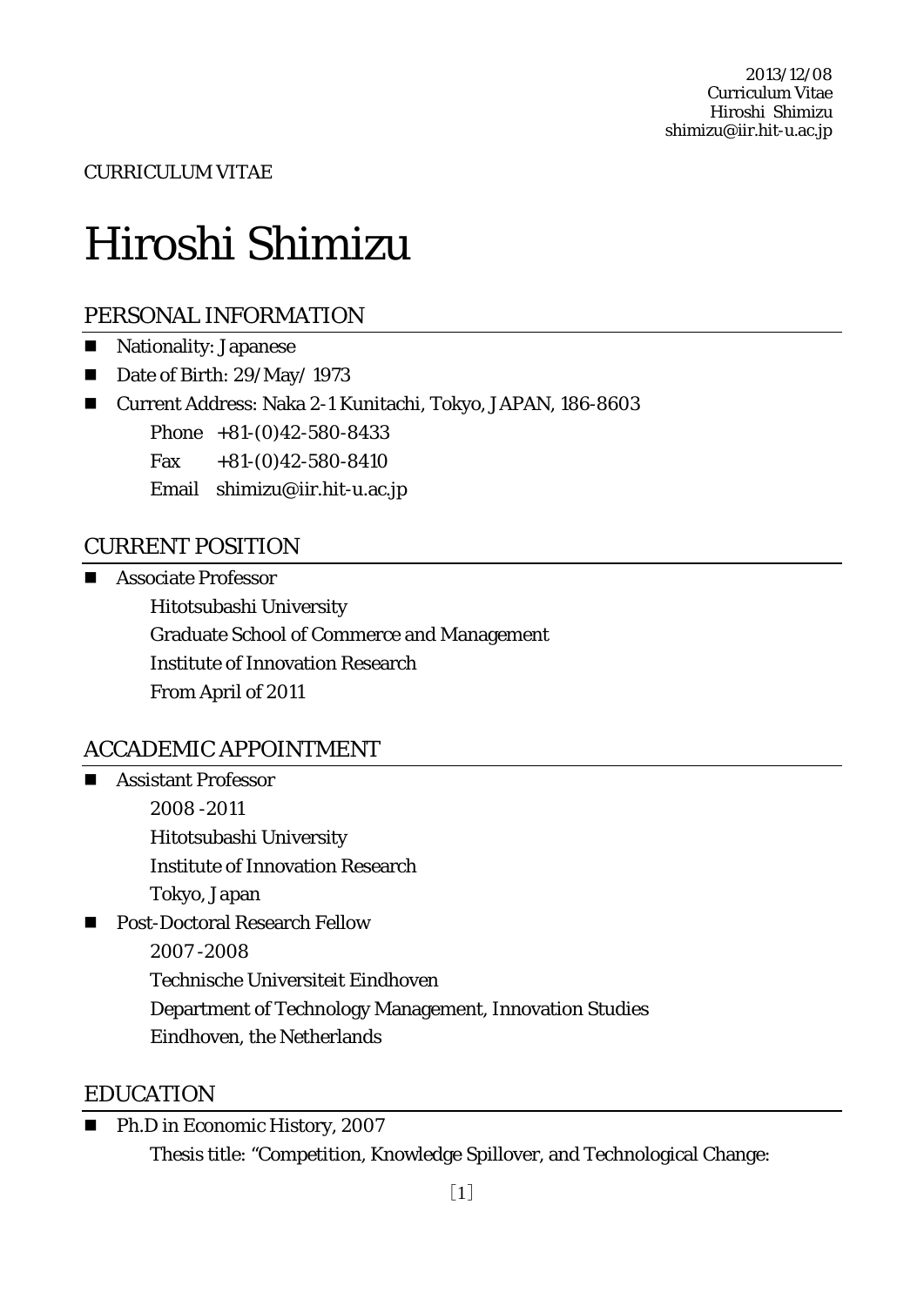2013/12/08
Curriculum Vitae
Hiroshi Shimizu
shimizu@iir.hit-u.ac.jp

CURRICULUM VITAE

# Hiroshi Shimizu

## PERSONAL INFORMATION

- Nationality: Japanese
- Date of Birth: 29/May/ 1973
- Current Address: Naka 2-1 Kunitachi, Tokyo, JAPAN, 186-8603
  - Phone +81-(0)42-580-8433
  - Fax +81-(0)42-580-8410
  - Email shimizu@iir.hit-u.ac.jp

## CURRENT POSITION

- Associate Professor
  - Hitotsubashi University
  - Graduate School of Commerce and Management
  - Institute of Innovation Research
  - From April of 2011

## ACCADEMIC APPOINTMENT

- Assistant Professor
  - 2008 -2011
  - Hitotsubashi University
  - Institute of Innovation Research
  - Tokyo, Japan
- Post-Doctoral Research Fellow
  - 2007 -2008
  - Technische Universiteit Eindhoven
  - Department of Technology Management, Innovation Studies
  - Eindhoven, the Netherlands

## EDUCATION

- Ph.D in Economic History, 2007
  - Thesis title: "Competition, Knowledge Spillover, and Technological Change: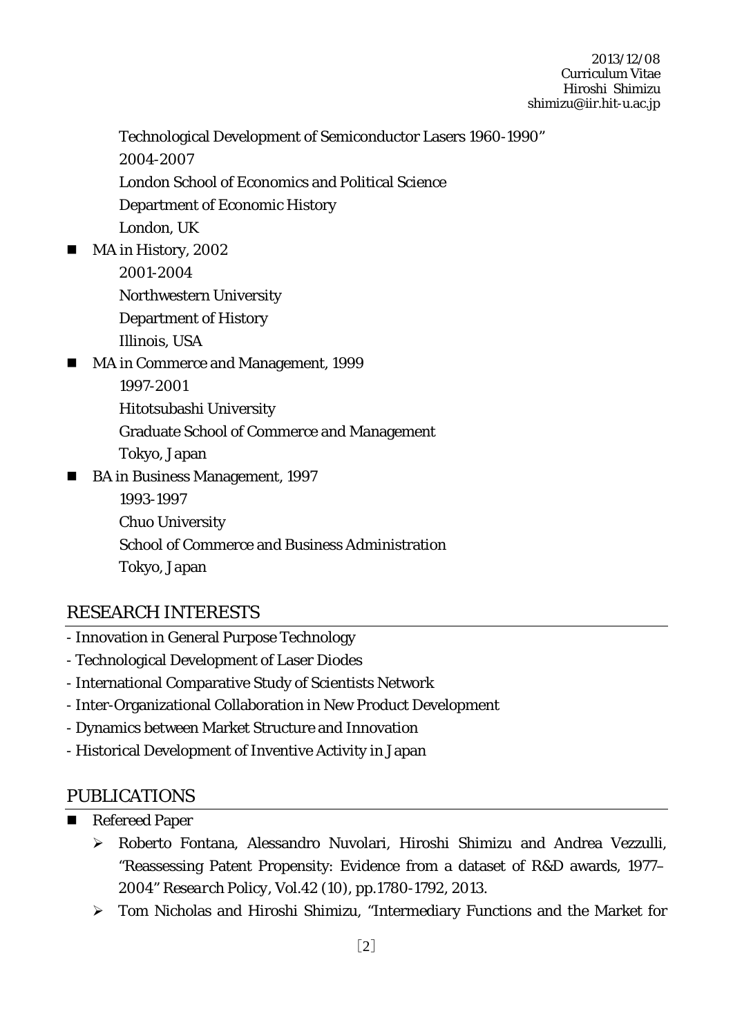Technological Development of Semiconductor Lasers 1960-1990"
2004-2007
London School of Economics and Political Science
Department of Economic History
London, UK

- MA in History, 2002
  2001-2004
  Northwestern University
  Department of History
  Illinois, USA
- MA in Commerce and Management, 1999
  1997-2001
  Hitotsubashi University
  Graduate School of Commerce and Management
  Tokyo, Japan
- BA in Business Management, 1997
  1993-1997
  Chuo University
  School of Commerce and Business Administration
  Tokyo, Japan

## RESEARCH INTERESTS

- Innovation in General Purpose Technology
- Technological Development of Laser Diodes
- International Comparative Study of Scientists Network
- Inter-Organizational Collaboration in New Product Development
- Dynamics between Market Structure and Innovation
- Historical Development of Inventive Activity in Japan

## PUBLICATIONS

- Refereed Paper
  - Roberto Fontana, Alessandro Nuvolari, Hiroshi Shimizu and Andrea Vezzulli, "Reassessing Patent Propensity: Evidence from a dataset of R&D awards, 1977–2004" *Research Policy*, Vol.42 (10), pp.1780-1792, 2013.
  - Tom Nicholas and Hiroshi Shimizu, "Intermediary Functions and the Market for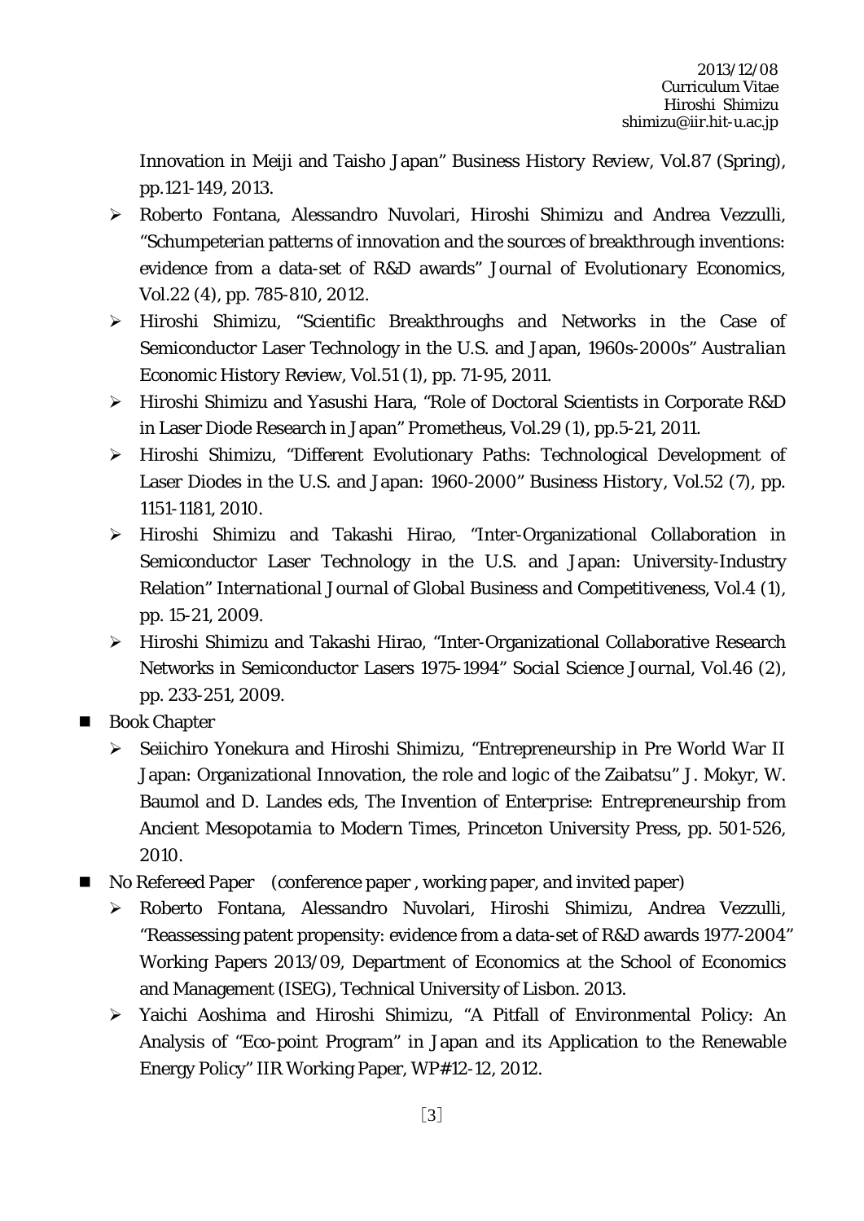Innovation in Meiji and Taisho Japan" *Business History Review*, Vol.87 (Spring), pp.121-149, 2013.

- Roberto Fontana, Alessandro Nuvolari, Hiroshi Shimizu and Andrea Vezzulli, "Schumpeterian patterns of innovation and the sources of breakthrough inventions: evidence from a data-set of R&D awards" *Journal of Evolutionary Economics*, Vol.22 (4), pp. 785-810, 2012.
- Hiroshi Shimizu, "Scientific Breakthroughs and Networks in the Case of Semiconductor Laser Technology in the U.S. and Japan, 1960s-2000s" *Australian Economic History Review*, Vol.51 (1), pp. 71-95, 2011.
- Hiroshi Shimizu and Yasushi Hara, "Role of Doctoral Scientists in Corporate R&D in Laser Diode Research in Japan" *Prometheus*, Vol.29 (1), pp.5-21, 2011.
- Hiroshi Shimizu, "Different Evolutionary Paths: Technological Development of Laser Diodes in the U.S. and Japan: 1960-2000" *Business History*, Vol.52 (7), pp. 1151-1181, 2010.
- Hiroshi Shimizu and Takashi Hirao, "Inter-Organizational Collaboration in Semiconductor Laser Technology in the U.S. and Japan: University-Industry Relation" *International Journal of Global Business and Competitiveness*, Vol.4 (1), pp. 15-21, 2009.
- Hiroshi Shimizu and Takashi Hirao, "Inter-Organizational Collaborative Research Networks in Semiconductor Lasers 1975-1994" *Social Science Journal*, Vol.46 (2), pp. 233-251, 2009.

- Book Chapter
  - Seiichiro Yonekura and Hiroshi Shimizu, "Entrepreneurship in Pre World War II Japan: Organizational Innovation, the role and logic of the Zaibatsu" J. Mokyr, W. Baumol and D. Landes eds, *The Invention of Enterprise: Entrepreneurship from Ancient Mesopotamia to Modern Times*, Princeton University Press, pp. 501-526, 2010.
- No Refereed Paper　(conference paper , working paper, and invited paper)
  - Roberto Fontana, Alessandro Nuvolari, Hiroshi Shimizu, Andrea Vezzulli, "Reassessing patent propensity: evidence from a data-set of R&D awards 1977-2004" Working Papers 2013/09, Department of Economics at the School of Economics and Management (ISEG), Technical University of Lisbon. 2013.
  - Yaichi Aoshima and Hiroshi Shimizu, "A Pitfall of Environmental Policy: An Analysis of "Eco-point Program" in Japan and its Application to the Renewable Energy Policy" IIR Working Paper, WP#12-12, 2012.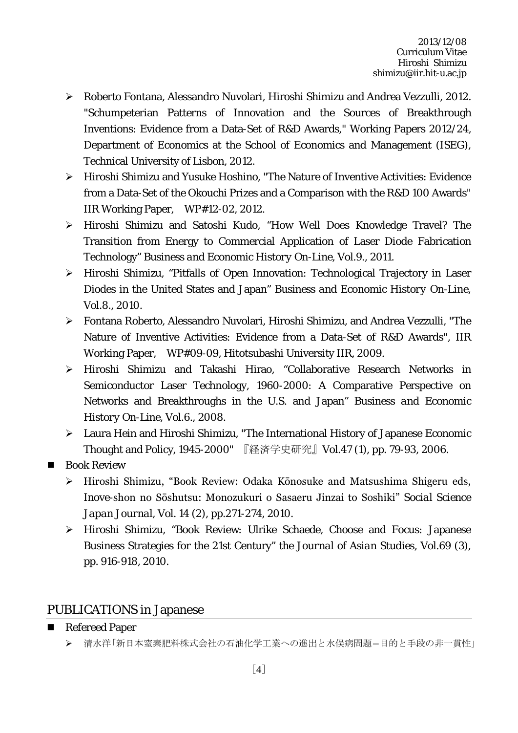- Roberto Fontana, Alessandro Nuvolari, Hiroshi Shimizu and Andrea Vezzulli, 2012. "Schumpeterian Patterns of Innovation and the Sources of Breakthrough Inventions: Evidence from a Data-Set of R&D Awards," Working Papers 2012/24, Department of Economics at the School of Economics and Management (ISEG), Technical University of Lisbon, 2012.
- Hiroshi Shimizu and Yusuke Hoshino, "The Nature of Inventive Activities: Evidence from a Data-Set of the Okouchi Prizes and a Comparison with the R&D 100 Awards" IIR Working Paper, WP#12-02, 2012.
- Hiroshi Shimizu and Satoshi Kudo, "How Well Does Knowledge Travel? The Transition from Energy to Commercial Application of Laser Diode Fabrication Technology" *Business and Economic History On-Line*, Vol.9., 2011.
- Hiroshi Shimizu, "Pitfalls of Open Innovation: Technological Trajectory in Laser Diodes in the United States and Japan" *Business and Economic History On-Line*, Vol.8., 2010.
- Fontana Roberto, Alessandro Nuvolari, Hiroshi Shimizu, and Andrea Vezzulli, "The Nature of Inventive Activities: Evidence from a Data-Set of R&D Awards", IIR Working Paper, WP#09-09, Hitotsubashi University IIR, 2009.
- Hiroshi Shimizu and Takashi Hirao, "Collaborative Research Networks in Semiconductor Laser Technology, 1960-2000: A Comparative Perspective on Networks and Breakthroughs in the U.S. and Japan" *Business and Economic History On-Line*, Vol.6., 2008.
- Laura Hein and Hiroshi Shimizu, "The International History of Japanese Economic Thought and Policy, 1945-2000" 『経済学史研究』Vol.47 (1), pp. 79-93, 2006.

- Book Review
  - Hiroshi Shimizu, "Book Review: Odaka Kōnosuke and Matsushima Shigeru eds, Inove-shon no Sōshutsu: Monozukuri o Sasaeru Jinzai to Soshiki" *Social Science Japan Journal*, Vol. 14 (2), pp.271-274, 2010.
  - Hiroshi Shimizu, "Book Review: Ulrike Schaede, Choose and Focus: Japanese Business Strategies for the 21st Century" the *Journal of Asian Studies*, Vol.69 (3), pp. 916-918, 2010.

## PUBLICATIONS in Japanese

- Refereed Paper
  - 清水洋「新日本窒素肥料株式会社の石油化学工業への進出と水俣病問題—目的と手段の非一貫性」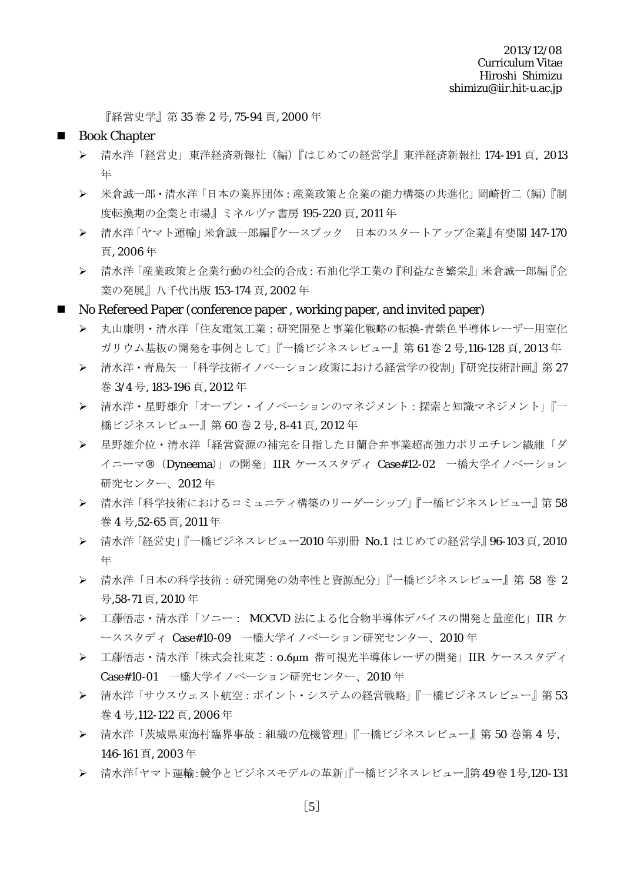『経営史学』第 35 巻 2 号, 75-94 頁, 2000 年

- Book Chapter
  - 清水洋「経営史」東洋経済新報社（編）『はじめての経営学』東洋経済新報社 174-191 頁, 2013 年
  - 米倉誠一郎・清水洋「日本の業界団体：産業政策と企業の能力構築の共進化」岡崎哲二（編）『制度転換期の企業と市場』ミネルヴァ書房 195-220 頁, 2011 年
  - 清水洋「ヤマト運輸」米倉誠一郎編『ケースブック　日本のスタートアップ企業』有斐閣 147-170 頁, 2006 年
  - 清水洋「産業政策と企業行動の社会的合成：石油化学工業の『利益なき繁栄』」米倉誠一郎編『企業の発展』八千代出版 153-174 頁, 2002 年
- No Refereed Paper (conference paper , working paper, and invited paper)
  - 丸山康明・清水洋「住友電気工業：研究開発と事業化戦略の転換-青紫色半導体レーザー用窒化ガリウム基板の開発を事例として」『一橋ビジネスレビュー』第 61 巻 2 号,116-128 頁, 2013 年
  - 清水洋・青島矢一「科学技術イノベーション政策における経営学の役割」『研究技術計画』第 27 巻 3/4 号, 183-196 頁, 2012 年
  - 清水洋・星野雄介「オープン・イノベーションのマネジメント：探索と知識マネジメント」『一橋ビジネスレビュー』第 60 巻 2 号, 8-41 頁, 2012 年
  - 星野雄介位・清水洋「経営資源の補完を目指した日蘭合弁事業超高強力ポリエチレン繊維「ダイニーマ®（Dyneema）」の開発」IIR ケーススタディ Case#12-02　一橋大学イノベーション研究センター、2012 年
  - 清水洋「科学技術におけるコミュニティ構築のリーダーシップ」『一橋ビジネスレビュー』第 58 巻 4 号,52-65 頁, 2011 年
  - 清水洋「経営史」『一橋ビジネスレビュー2010 年別冊 No.1 はじめての経営学』96-103 頁, 2010 年
  - 清水洋「日本の科学技術：研究開発の効率性と資源配分」『一橋ビジネスレビュー』第 58 巻 2 号,58-71 頁, 2010 年
  - 工藤悟志・清水洋「ソニー： MOCVD 法による化合物半導体デバイスの開発と量産化」IIR ケーススタディ Case#10-09　一橋大学イノベーション研究センター、2010 年
  - 工藤悟志・清水洋「株式会社東芝：0.6μm 帯可視光半導体レーザの開発」IIR ケーススタディ Case#10-01　一橋大学イノベーション研究センター、2010 年
  - 清水洋「サウスウェスト航空：ポイント・システムの経営戦略」『一橋ビジネスレビュー』第 53 巻 4 号,112-122 頁, 2006 年
  - 清水洋「茨城県東海村臨界事故：組織の危機管理」『一橋ビジネスレビュー』第 50 巻第 4 号, 146-161 頁, 2003 年
  - 清水洋「ヤマト運輸:競争とビジネスモデルの革新」『一橋ビジネスレビュー』第 49 巻 1 号,120-131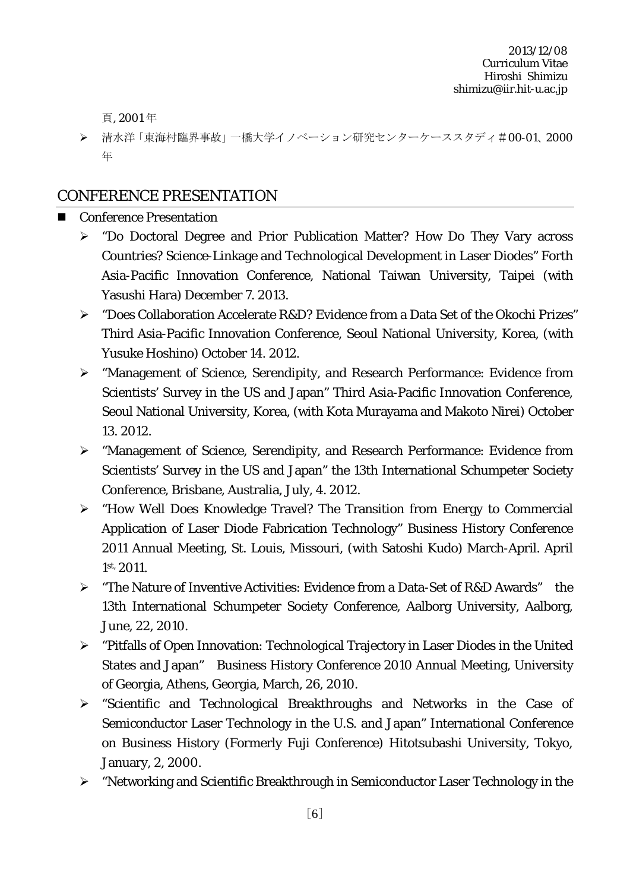頁, 2001年

- 清水洋「東海村臨界事故」一橋大学イノベーション研究センターケーススタディ＃00-01、2000年

## CONFERENCE PRESENTATION

- Conference Presentation
  - "Do Doctoral Degree and Prior Publication Matter? How Do They Vary across Countries? Science-Linkage and Technological Development in Laser Diodes" Forth Asia-Pacific Innovation Conference, National Taiwan University, Taipei (with Yasushi Hara) December 7. 2013.
  - "Does Collaboration Accelerate R&D? Evidence from a Data Set of the Okochi Prizes" Third Asia-Pacific Innovation Conference, Seoul National University, Korea, (with Yusuke Hoshino) October 14. 2012.
  - "Management of Science, Serendipity, and Research Performance: Evidence from Scientists' Survey in the US and Japan" Third Asia-Pacific Innovation Conference, Seoul National University, Korea, (with Kota Murayama and Makoto Nirei) October 13. 2012.
  - "Management of Science, Serendipity, and Research Performance: Evidence from Scientists' Survey in the US and Japan" the 13th International Schumpeter Society Conference, Brisbane, Australia, July, 4. 2012.
  - "How Well Does Knowledge Travel? The Transition from Energy to Commercial Application of Laser Diode Fabrication Technology" Business History Conference 2011 Annual Meeting, St. Louis, Missouri, (with Satoshi Kudo) March-April. April 1st, 2011.
  - "The Nature of Inventive Activities: Evidence from a Data-Set of R&D Awards" the 13th International Schumpeter Society Conference, Aalborg University, Aalborg, June, 22, 2010.
  - "Pitfalls of Open Innovation: Technological Trajectory in Laser Diodes in the United States and Japan" Business History Conference 2010 Annual Meeting, University of Georgia, Athens, Georgia, March, 26, 2010.
  - "Scientific and Technological Breakthroughs and Networks in the Case of Semiconductor Laser Technology in the U.S. and Japan" International Conference on Business History (Formerly Fuji Conference) Hitotsubashi University, Tokyo, January, 2, 2000.
  - "Networking and Scientific Breakthrough in Semiconductor Laser Technology in the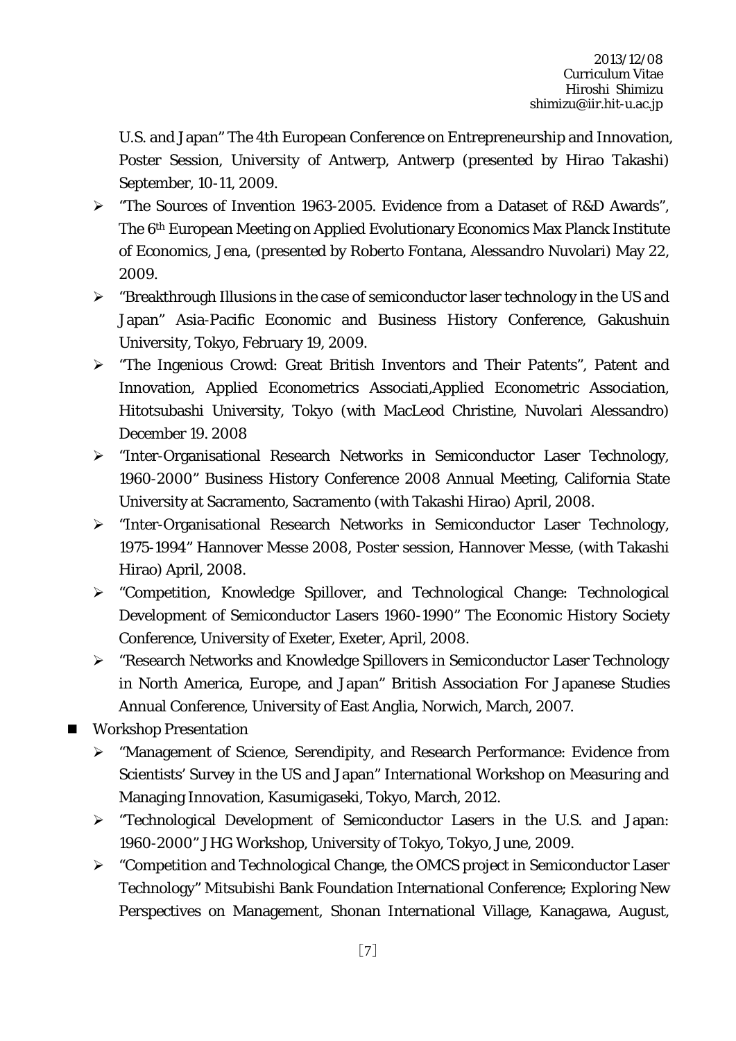U.S. and Japan" The 4th European Conference on Entrepreneurship and Innovation, Poster Session, University of Antwerp, Antwerp (presented by Hirao Takashi) September, 10-11, 2009.

- "The Sources of Invention 1963-2005. Evidence from a Dataset of R&D Awards", The 6th European Meeting on Applied Evolutionary Economics Max Planck Institute of Economics, Jena, (presented by Roberto Fontana, Alessandro Nuvolari) May 22, 2009.
- "Breakthrough Illusions in the case of semiconductor laser technology in the US and Japan" Asia-Pacific Economic and Business History Conference, Gakushuin University, Tokyo, February 19, 2009.
- "The Ingenious Crowd: Great British Inventors and Their Patents", Patent and Innovation, Applied Econometrics Associati,Applied Econometric Association, Hitotsubashi University, Tokyo (with MacLeod Christine, Nuvolari Alessandro) December 19. 2008
- "Inter-Organisational Research Networks in Semiconductor Laser Technology, 1960-2000" Business History Conference 2008 Annual Meeting, California State University at Sacramento, Sacramento (with Takashi Hirao) April, 2008.
- "Inter-Organisational Research Networks in Semiconductor Laser Technology, 1975-1994" Hannover Messe 2008, Poster session, Hannover Messe, (with Takashi Hirao) April, 2008.
- "Competition, Knowledge Spillover, and Technological Change: Technological Development of Semiconductor Lasers 1960-1990" The Economic History Society Conference, University of Exeter, Exeter, April, 2008.
- "Research Networks and Knowledge Spillovers in Semiconductor Laser Technology in North America, Europe, and Japan" British Association For Japanese Studies Annual Conference, University of East Anglia, Norwich, March, 2007.

- Workshop Presentation
  - "Management of Science, Serendipity, and Research Performance: Evidence from Scientists' Survey in the US and Japan" International Workshop on Measuring and Managing Innovation, Kasumigaseki, Tokyo, March, 2012.
  - "Technological Development of Semiconductor Lasers in the U.S. and Japan: 1960-2000" JHG Workshop, University of Tokyo, Tokyo, June, 2009.
  - "Competition and Technological Change, the OMCS project in Semiconductor Laser Technology" Mitsubishi Bank Foundation International Conference; Exploring New Perspectives on Management, Shonan International Village, Kanagawa, August,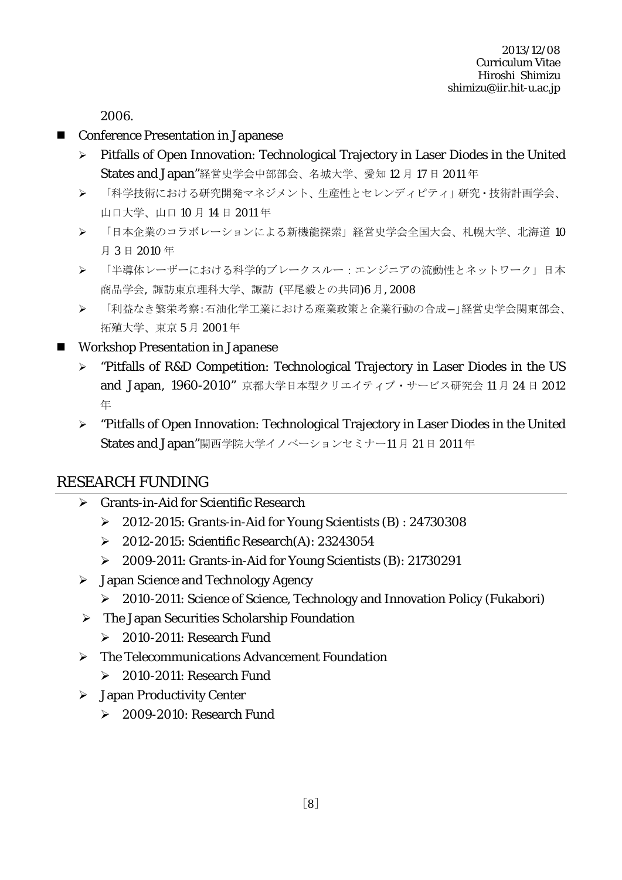2006.

- Conference Presentation in Japanese
  - Pitfalls of Open Innovation: Technological Trajectory in Laser Diodes in the United States and Japan"経営史学会中部部会、名城大学、愛知 12 月 17 日 2011 年
  - 「科学技術における研究開発マネジメント、生産性とセレンディピティ」研究・技術計画学会、山口大学、山口 10 月 14 日 2011 年
  - 「日本企業のコラボレーションによる新機能探索」経営史学会全国大会、札幌大学、北海道 10 月 3 日 2010 年
  - 「半導体レーザーにおける科学的ブレークスルー：エンジニアの流動性とネットワーク」日本商品学会, 諏訪東京理科大学、諏訪 (平尾毅との共同)6 月, 2008
  - 「利益なき繁栄考察:石油化学工業における産業政策と企業行動の合成―」経営史学会関東部会、拓殖大学、東京 5 月 2001 年
- Workshop Presentation in Japanese
  - "Pitfalls of R&D Competition: Technological Trajectory in Laser Diodes in the US and Japan, 1960-2010" 京都大学日本型クリエイティブ・サービス研究会 11 月 24 日 2012 年
  - "Pitfalls of Open Innovation: Technological Trajectory in Laser Diodes in the United States and Japan"関西学院大学イノベーションセミナー11 月 21 日 2011 年

## RESEARCH FUNDING

- Grants-in-Aid for Scientific Research
  - 2012-2015: Grants-in-Aid for Young Scientists (B) : 24730308
  - 2012-2015: Scientific Research(A): 23243054
  - 2009-2011: Grants-in-Aid for Young Scientists (B): 21730291
- Japan Science and Technology Agency
  - 2010-2011: Science of Science, Technology and Innovation Policy (Fukabori)
- The Japan Securities Scholarship Foundation
  - 2010-2011: Research Fund
- The Telecommunications Advancement Foundation
  - 2010-2011: Research Fund
- Japan Productivity Center
  - 2009-2010: Research Fund